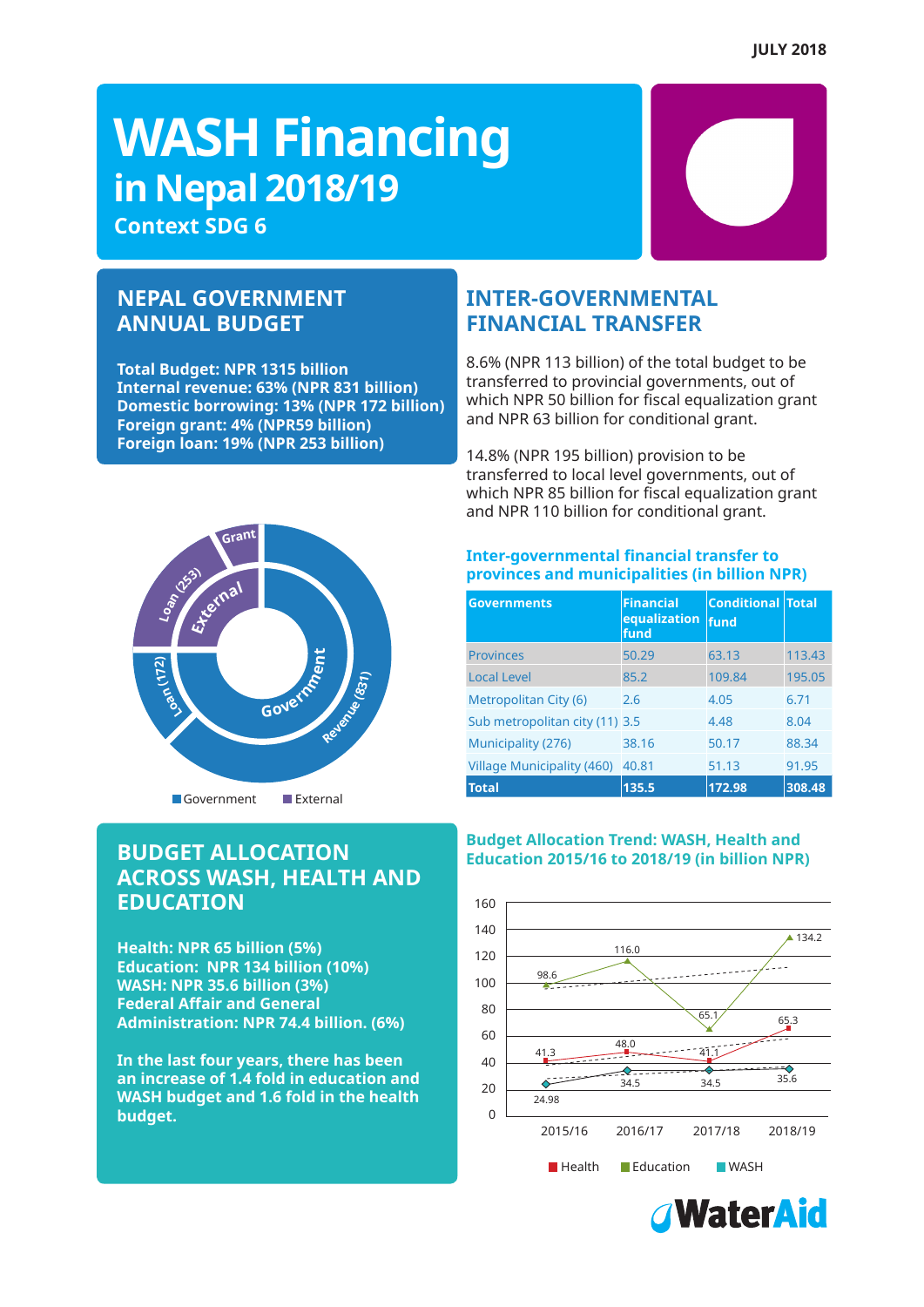JULY 2018

# WASH Financing in Nepal 2018/19

**Context SDG 6**

## NEPAL GOVERNMENT ANNUAL BUDGET

**Total Budget: NPR 1315 billion**
**Internal revenue: 63% (NPR 831 billion)**
**Domestic borrowing: 13% (NPR 172 billion)**
**Foreign grant: 4% (NPR59 billion)**
**Foreign loan: 19% (NPR 253 billion)**

Grant
Loan (253)
External
Loan (172)
Government
Revenue (831)

Government External

## INTER-GOVERNMENTAL FINANCIAL TRANSFER

8.6% (NPR 113 billion) of the total budget to be transferred to provincial governments, out of which NPR 50 billion for fiscal equalization grant and NPR 63 billion for conditional grant.

14.8% (NPR 195 billion) provision to be transferred to local level governments, out of which NPR 85 billion for fiscal equalization grant and NPR 110 billion for conditional grant.

### Inter-governmental financial transfer to provinces and municipalities (in billion NPR)

| Governments | Financial equalization fund | Conditional fund | Total |
|---|---|---|---|
| Provinces | 50.29 | 63.13 | 113.43 |
| Local Level | 85.2 | 109.84 | 195.05 |
| Metropolitan City (6) | 2.6 | 4.05 | 6.71 |
| Sub metropolitan city (11) | 3.5 | 4.48 | 8.04 |
| Municipality (276) | 38.16 | 50.17 | 88.34 |
| Village Municipality (460) | 40.81 | 51.13 | 91.95 |
| **Total** | **135.5** | **172.98** | **308.48** |

## BUDGET ALLOCATION ACROSS WASH, HEALTH AND EDUCATION

**Health: NPR 65 billion (5%)**
**Education: NPR 134 billion (10%)**
**WASH: NPR 35.6 billion (3%)**
**Federal Affair and General Administration: NPR 74.4 billion. (6%)**

**In the last four years, there has been an increase of 1.4 fold in education and WASH budget and 1.6 fold in the health budget.**

### Budget Allocation Trend: WASH, Health and Education 2015/16 to 2018/19 (in billion NPR)

| | 2015/16 | 2016/17 | 2017/18 | 2018/19 |
|---|---|---|---|---|
| Health | 41.3 | 48.0 | 41.1 | 65.3 |
| Education | 98.6 | 116.0 | 65.1 | 134.2 |
| WASH | 24.98 | 34.5 | 34.5 | 35.6 |

WaterAid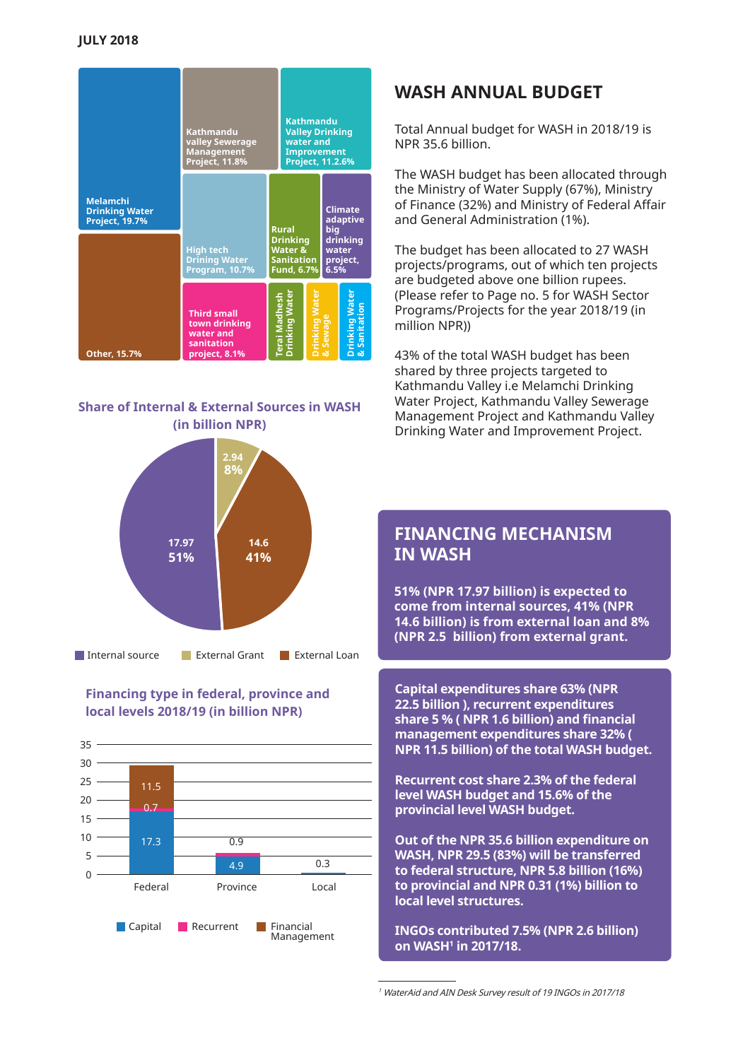JULY 2018

Melamchi Drinking Water Project, 19.7%

Kathmandu valley Sewerage Management Project, 11.8%

Kathmandu Valley Drinking water and Improvement Project, 11.2.6%

High tech Drining Water Program, 10.7%

Rural Drinking Water & Sanitation Fund, 6.7%

Climate adaptive big drinking water project, 6.5%

Other, 15.7%

Third small town drinking water and sanitation project, 8.1%

Terai Madhesh Drinking Water

Drinking Water & Sewage

Drinking Water & Sanitation

**Share of Internal & External Sources in WASH (in billion NPR)**

| Source | Amount | Share |
|---|---|---|
| Internal source | 17.97 | 51% |
| External Grant | 2.94 | 8% |
| External Loan | 14.6 | 41% |

**Financing type in federal, province and local levels 2018/19 (in billion NPR)**

| Level | Capital | Recurrent | Financial Management |
|---|---|---|---|
| Federal | 17.3 | 0.7 | 11.5 |
| Province | 4.9 | 0.9 | |
| Local | 0.3 | | |

## WASH ANNUAL BUDGET

Total Annual budget for WASH in 2018/19 is NPR 35.6 billion.

The WASH budget has been allocated through the Ministry of Water Supply (67%), Ministry of Finance (32%) and Ministry of Federal Affair and General Administration (1%).

The budget has been allocated to 27 WASH projects/programs, out of which ten projects are budgeted above one billion rupees. (Please refer to Page no. 5 for WASH Sector Programs/Projects for the year 2018/19 (in million NPR))

43% of the total WASH budget has been shared by three projects targeted to Kathmandu Valley i.e Melamchi Drinking Water Project, Kathmandu Valley Sewerage Management Project and Kathmandu Valley Drinking Water and Improvement Project.

## FINANCING MECHANISM IN WASH

**51% (NPR 17.97 billion) is expected to come from internal sources, 41% (NPR 14.6 billion) is from external loan and 8% (NPR 2.5 billion) from external grant.**

**Capital expenditures share 63% (NPR 22.5 billion ), recurrent expenditures share 5 % ( NPR 1.6 billion) and financial management expenditures share 32% ( NPR 11.5 billion) of the total WASH budget.**

**Recurrent cost share 2.3% of the federal level WASH budget and 15.6% of the provincial level WASH budget.**

**Out of the NPR 35.6 billion expenditure on WASH, NPR 29.5 (83%) will be transferred to federal structure, NPR 5.8 billion (16%) to provincial and NPR 0.31 (1%) billion to local level structures.**

**INGOs contributed 7.5% (NPR 2.6 billion) on WASH[1] in 2017/18.**

[1] *WaterAid and AIN Desk Survey result of 19 INGOs in 2017/18*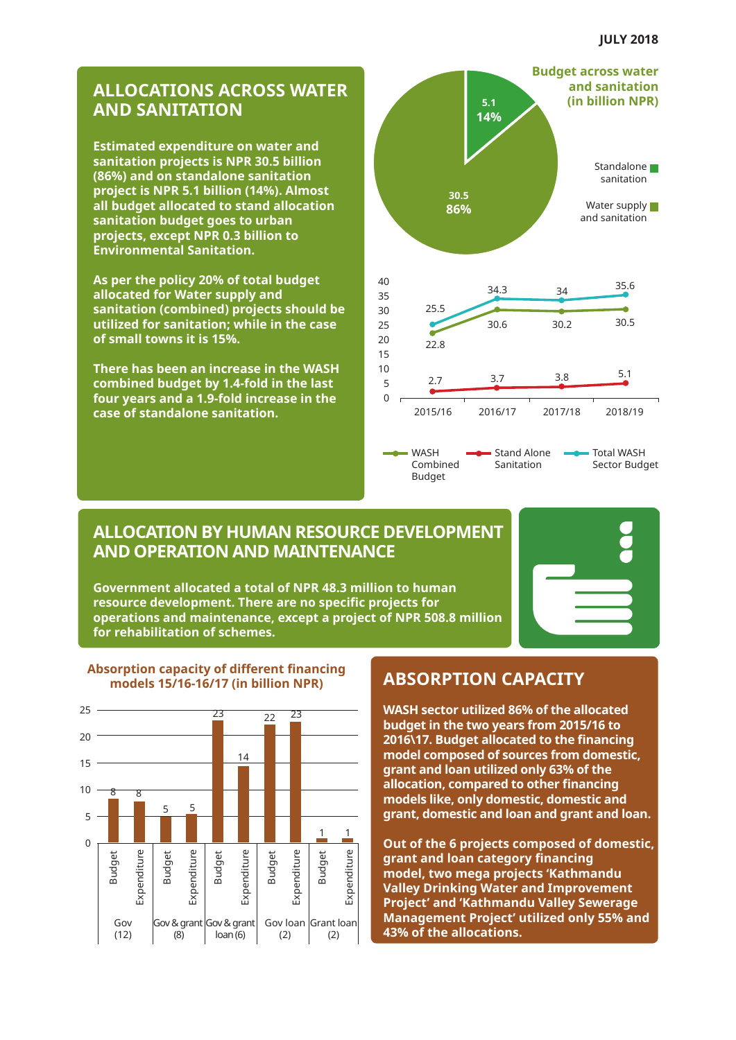JULY 2018

## ALLOCATIONS ACROSS WATER AND SANITATION

**Estimated expenditure on water and sanitation projects is NPR 30.5 billion (86%) and on standalone sanitation project is NPR 5.1 billion (14%). Almost all budget allocated to stand allocation sanitation budget goes to urban projects, except NPR 0.3 billion to Environmental Sanitation.**

**As per the policy 20% of total budget allocated for Water supply and sanitation (combined) projects should be utilized for sanitation; while in the case of small towns it is 15%.**

**There has been an increase in the WASH combined budget by 1.4-fold in the last four years and a 1.9-fold increase in the case of standalone sanitation.**

**Budget across water and sanitation (in billion NPR)**

| Category | Value | Share |
|---|---|---|
| Standalone sanitation | 5.1 | 14% |
| Water supply and sanitation | 30.5 | 86% |

| | 2015/16 | 2016/17 | 2017/18 | 2018/19 |
|---|---|---|---|---|
| WASH Combined Budget | 22.8 | 30.6 | 30.2 | 30.5 |
| Stand Alone Sanitation | 2.7 | 3.7 | 3.8 | 5.1 |
| Total WASH Sector Budget | 25.5 | 34.3 | 34 | 35.6 |

## ALLOCATION BY HUMAN RESOURCE DEVELOPMENT AND OPERATION AND MAINTENANCE

**Government allocated a total of NPR 48.3 million to human resource development. There are no specific projects for operations and maintenance, except a project of NPR 508.8 million for rehabilitation of schemes.**

**Absorption capacity of different financing models 15/16-16/17 (in billion NPR)**

| Financing model | Budget | Expenditure |
|---|---|---|
| Gov (12) | 8 | 8 |
| Gov & grant (8) | 5 | 5 |
| Gov & grant loan (6) | 23 | 14 |
| Gov loan (2) | 22 | 23 |
| Grant loan (2) | 1 | 1 |

## ABSORPTION CAPACITY

**WASH sector utilized 86% of the allocated budget in the two years from 2015/16 to 2016\17. Budget allocated to the financing model composed of sources from domestic, grant and loan utilized only 63% of the allocation, compared to other financing models like, only domestic, domestic and grant, domestic and loan and grant and loan.**

**Out of the 6 projects composed of domestic, grant and loan category financing model, two mega projects 'Kathmandu Valley Drinking Water and Improvement Project' and 'Kathmandu Valley Sewerage Management Project' utilized only 55% and 43% of the allocations.**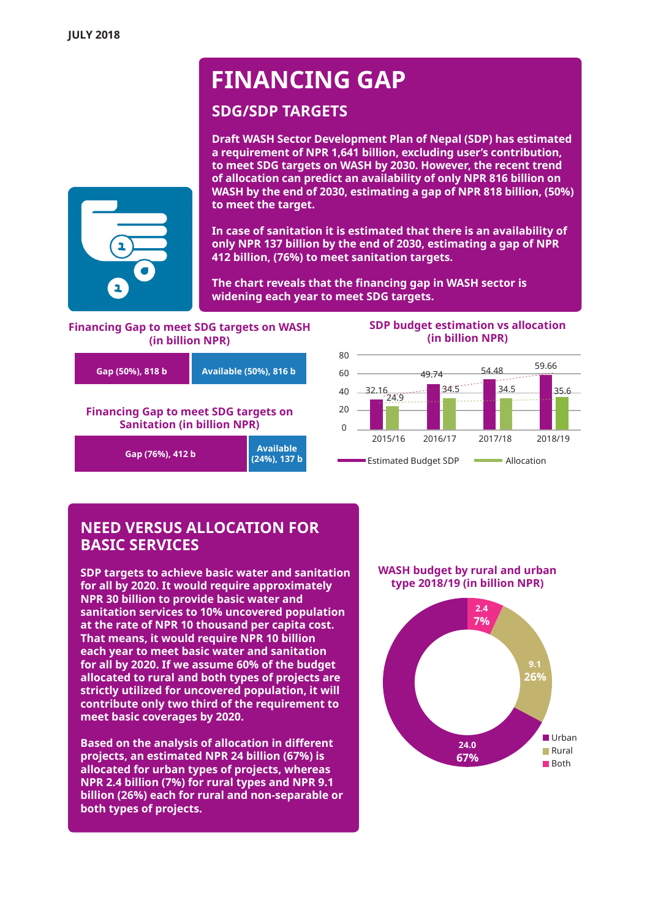JULY 2018

# FINANCING GAP

## SDG/SDP TARGETS

**Draft WASH Sector Development Plan of Nepal (SDP) has estimated a requirement of NPR 1,641 billion, excluding user's contribution, to meet SDG targets on WASH by 2030. However, the recent trend of allocation can predict an availability of only NPR 816 billion on WASH by the end of 2030, estimating a gap of NPR 818 billion, (50%) to meet the target.**

**In case of sanitation it is estimated that there is an availability of only NPR 137 billion by the end of 2030, estimating a gap of NPR 412 billion, (76%) to meet sanitation targets.**

**The chart reveals that the financing gap in WASH sector is widening each year to meet SDG targets.**

**Financing Gap to meet SDG targets on WASH (in billion NPR)**

| Gap (50%), 818 b | Available (50%), 816 b |
|---|---|

**Financing Gap to meet SDG targets on Sanitation (in billion NPR)**

| Gap (76%), 412 b | Available (24%), 137 b |
|---|---|

**SDP budget estimation vs allocation (in billion NPR)**

| | 2015/16 | 2016/17 | 2017/18 | 2018/19 |
|---|---|---|---|---|
| Estimated Budget SDP | 32.16 | 49.74 | 54.48 | 59.66 |
| Allocation | 24.9 | 34.5 | 34.5 | 35.6 |

## NEED VERSUS ALLOCATION FOR BASIC SERVICES

**SDP targets to achieve basic water and sanitation for all by 2020. It would require approximately NPR 30 billion to provide basic water and sanitation services to 10% uncovered population at the rate of NPR 10 thousand per capita cost. That means, it would require NPR 10 billion each year to meet basic water and sanitation for all by 2020. If we assume 60% of the budget allocated to rural and both types of projects are strictly utilized for uncovered population, it will contribute only two third of the requirement to meet basic coverages by 2020.**

**Based on the analysis of allocation in different projects, an estimated NPR 24 billion (67%) is allocated for urban types of projects, whereas NPR 2.4 billion (7%) for rural types and NPR 9.1 billion (26%) each for rural and non-separable or both types of projects.**

**WASH budget by rural and urban type 2018/19 (in billion NPR)**

| Type | Budget | Share |
|---|---|---|
| Urban | 24.0 | 67% |
| Rural | 9.1 | 26% |
| Both | 2.4 | 7% |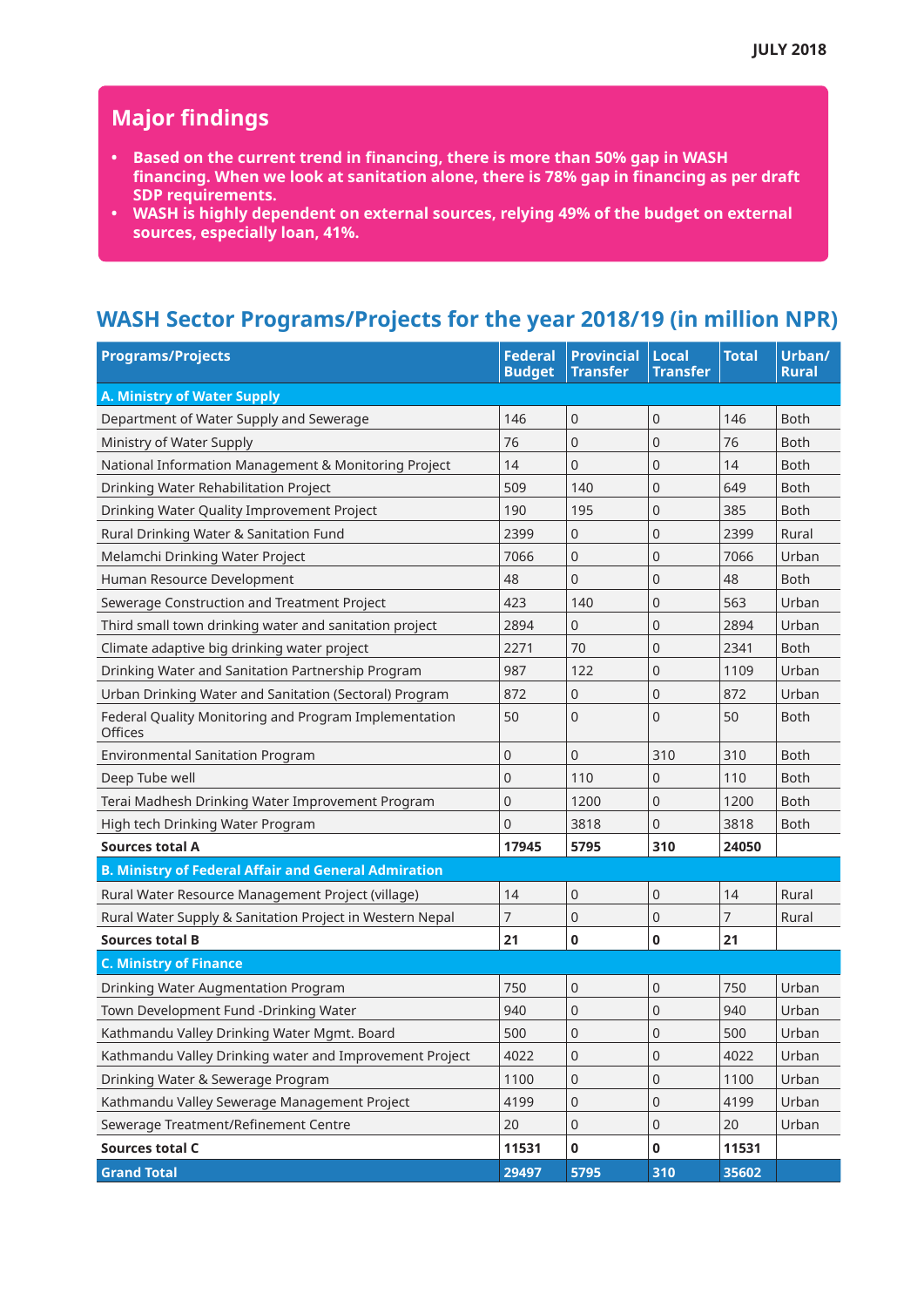## Major findings

- **Based on the current trend in financing, there is more than 50% gap in WASH financing. When we look at sanitation alone, there is 78% gap in financing as per draft SDP requirements.**
- **WASH is highly dependent on external sources, relying 49% of the budget on external sources, especially loan, 41%.**

## WASH Sector Programs/Projects for the year 2018/19 (in million NPR)

| Programs/Projects | Federal Budget | Provincial Transfer | Local Transfer | Total | Urban/ Rural |
|---|---|---|---|---|---|
| **A. Ministry of Water Supply** | | | | | |
| Department of Water Supply and Sewerage | 146 | 0 | 0 | 146 | Both |
| Ministry of Water Supply | 76 | 0 | 0 | 76 | Both |
| National Information Management & Monitoring Project | 14 | 0 | 0 | 14 | Both |
| Drinking Water Rehabilitation Project | 509 | 140 | 0 | 649 | Both |
| Drinking Water Quality Improvement Project | 190 | 195 | 0 | 385 | Both |
| Rural Drinking Water & Sanitation Fund | 2399 | 0 | 0 | 2399 | Rural |
| Melamchi Drinking Water Project | 7066 | 0 | 0 | 7066 | Urban |
| Human Resource Development | 48 | 0 | 0 | 48 | Both |
| Sewerage Construction and Treatment Project | 423 | 140 | 0 | 563 | Urban |
| Third small town drinking water and sanitation project | 2894 | 0 | 0 | 2894 | Urban |
| Climate adaptive big drinking water project | 2271 | 70 | 0 | 2341 | Both |
| Drinking Water and Sanitation Partnership Program | 987 | 122 | 0 | 1109 | Urban |
| Urban Drinking Water and Sanitation (Sectoral) Program | 872 | 0 | 0 | 872 | Urban |
| Federal Quality Monitoring and Program Implementation Offices | 50 | 0 | 0 | 50 | Both |
| Environmental Sanitation Program | 0 | 0 | 310 | 310 | Both |
| Deep Tube well | 0 | 110 | 0 | 110 | Both |
| Terai Madhesh Drinking Water Improvement Program | 0 | 1200 | 0 | 1200 | Both |
| High tech Drinking Water Program | 0 | 3818 | 0 | 3818 | Both |
| **Sources total A** | **17945** | **5795** | **310** | **24050** | |
| **B. Ministry of Federal Affair and General Admiration** | | | | | |
| Rural Water Resource Management Project (village) | 14 | 0 | 0 | 14 | Rural |
| Rural Water Supply & Sanitation Project in Western Nepal | 7 | 0 | 0 | 7 | Rural |
| **Sources total B** | **21** | **0** | **0** | **21** | |
| **C. Ministry of Finance** | | | | | |
| Drinking Water Augmentation Program | 750 | 0 | 0 | 750 | Urban |
| Town Development Fund -Drinking Water | 940 | 0 | 0 | 940 | Urban |
| Kathmandu Valley Drinking Water Mgmt. Board | 500 | 0 | 0 | 500 | Urban |
| Kathmandu Valley Drinking water and Improvement Project | 4022 | 0 | 0 | 4022 | Urban |
| Drinking Water & Sewerage Program | 1100 | 0 | 0 | 1100 | Urban |
| Kathmandu Valley Sewerage Management Project | 4199 | 0 | 0 | 4199 | Urban |
| Sewerage Treatment/Refinement Centre | 20 | 0 | 0 | 20 | Urban |
| **Sources total C** | **11531** | **0** | **0** | **11531** | |
| **Grand Total** | **29497** | **5795** | **310** | **35602** | |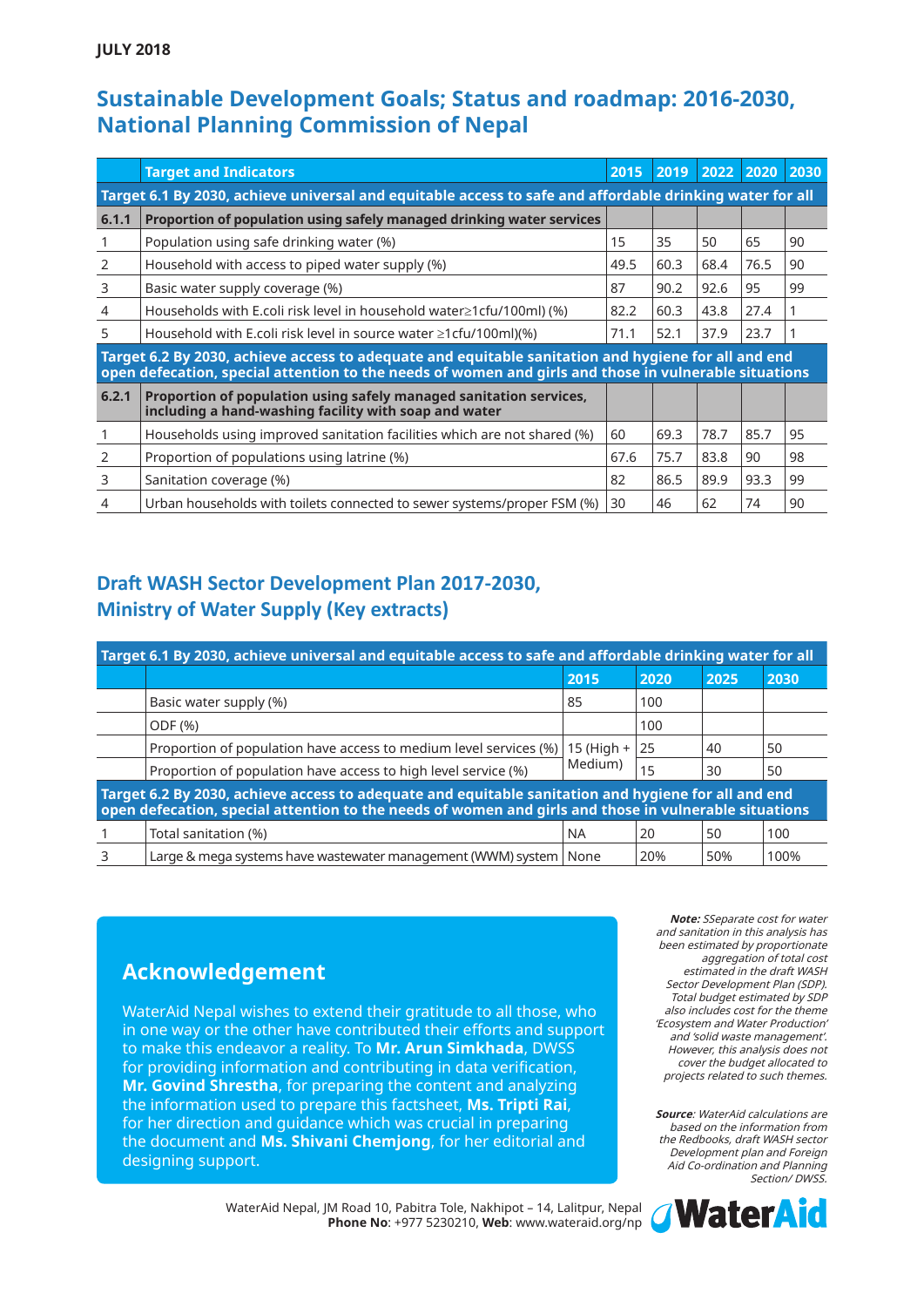**JULY 2018**

## Sustainable Development Goals; Status and roadmap: 2016-2030, National Planning Commission of Nepal

| | Target and Indicators | 2015 | 2019 | 2022 | 2020 | 2030 |
|---|---|---|---|---|---|---|
| **Target 6.1 By 2030, achieve universal and equitable access to safe and affordable drinking water for all** | | | | | | |
| **6.1.1** | **Proportion of population using safely managed drinking water services** | | | | | |
| 1 | Population using safe drinking water (%) | 15 | 35 | 50 | 65 | 90 |
| 2 | Household with access to piped water supply (%) | 49.5 | 60.3 | 68.4 | 76.5 | 90 |
| 3 | Basic water supply coverage (%) | 87 | 90.2 | 92.6 | 95 | 99 |
| 4 | Households with E.coli risk level in household water≥1cfu/100ml) (%) | 82.2 | 60.3 | 43.8 | 27.4 | 1 |
| 5 | Household with E.coli risk level in source water ≥1cfu/100ml)(%) | 71.1 | 52.1 | 37.9 | 23.7 | 1 |
| **Target 6.2 By 2030, achieve access to adequate and equitable sanitation and hygiene for all and end open defecation, special attention to the needs of women and girls and those in vulnerable situations** | | | | | | |
| **6.2.1** | **Proportion of population using safely managed sanitation services, including a hand-washing facility with soap and water** | | | | | |
| 1 | Households using improved sanitation facilities which are not shared (%) | 60 | 69.3 | 78.7 | 85.7 | 95 |
| 2 | Proportion of populations using latrine (%) | 67.6 | 75.7 | 83.8 | 90 | 98 |
| 3 | Sanitation coverage (%) | 82 | 86.5 | 89.9 | 93.3 | 99 |
| 4 | Urban households with toilets connected to sewer systems/proper FSM (%) | 30 | 46 | 62 | 74 | 90 |

## Draft WASH Sector Development Plan 2017-2030, Ministry of Water Supply (Key extracts)

| **Target 6.1 By 2030, achieve universal and equitable access to safe and affordable drinking water for all** | | | | | |
|---|---|---|---|---|---|
| | | **2015** | **2020** | **2025** | **2030** |
| | Basic water supply (%) | 85 | 100 | | |
| | ODF (%) | | 100 | | |
| | Proportion of population have access to medium level services (%) | 15 (High + Medium) | 25 | 40 | 50 |
| | Proportion of population have access to high level service (%) | | 15 | 30 | 50 |
| **Target 6.2 By 2030, achieve access to adequate and equitable sanitation and hygiene for all and end open defecation, special attention to the needs of women and girls and those in vulnerable situations** | | | | | |
| 1 | Total sanitation (%) | NA | 20 | 50 | 100 |
| 3 | Large & mega systems have wastewater management (WWM) system | None | 20% | 50% | 100% |

## Acknowledgement

WaterAid Nepal wishes to extend their gratitude to all those, who in one way or the other have contributed their efforts and support to make this endeavor a reality. To **Mr. Arun Simkhada**, DWSS for providing information and contributing in data verification, **Mr. Govind Shrestha**, for preparing the content and analyzing the information used to prepare this factsheet, **Ms. Tripti Rai**, for her direction and guidance which was crucial in preparing the document and **Ms. Shivani Chemjong**, for her editorial and designing support.

***Note:** SSeparate cost for water and sanitation in this analysis has been estimated by proportionate aggregation of total cost estimated in the draft WASH Sector Development Plan (SDP). Total budget estimated by SDP also includes cost for the theme 'Ecosystem and Water Production' and 'solid waste management'. However, this analysis does not cover the budget allocated to projects related to such themes.*

***Source**: WaterAid calculations are based on the information from the Redbooks, draft WASH sector Development plan and Foreign Aid Co-ordination and Planning Section/ DWSS.*

WaterAid Nepal, JM Road 10, Pabitra Tole, Nakhipot – 14, Lalitpur, Nepal
**Phone No**: +977 5230210, **Web**: www.wateraid.org/np

WaterAid